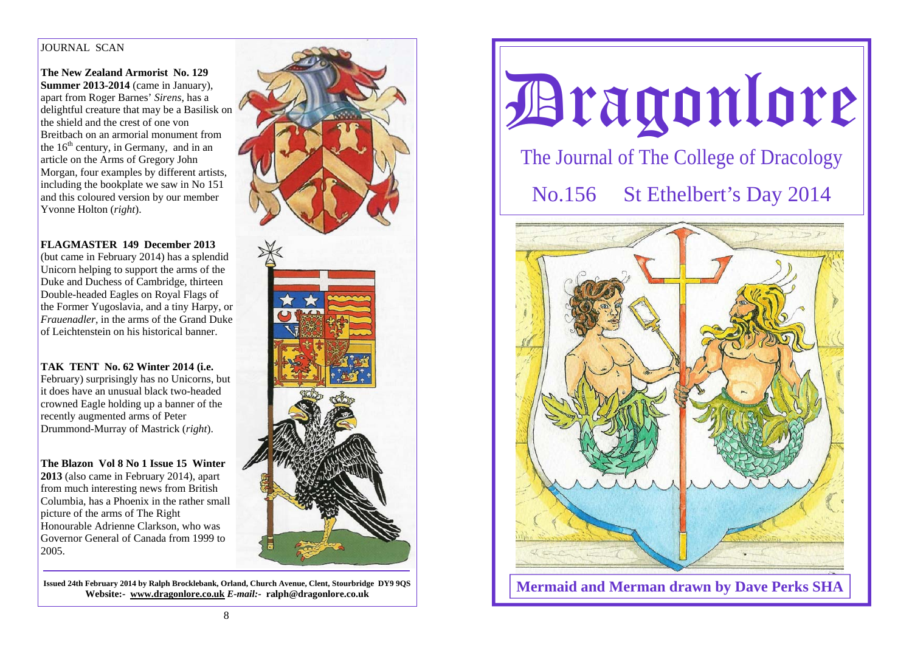JOURNAL SCAN

**The New Zealand Armorist No. 129 Summer 2013-2014** (came in January), apart from Roger Barnes' *Sirens*, has a delightful creature that may be a Basilisk on the shield and the crest of one von Breitbach on an armorial monument from the 16th century, in Germany, and in an article on the Arms of Gregory John Morgan, four examples by different artists, including the bookplate we saw in No 151 and this coloured version by our member Yvonne Holton (*right*).

**FLAGMASTER 149 December 2013** (but came in February 2014) has a splendid Unicorn helping to support the arms of the Duke and Duchess of Cambridge, thirteen Double-headed Eagles on Royal Flags of the Former Yugoslavia, and a tiny Harpy, or *Frauenadler*, in the arms of the Grand Duke of Leichtenstein on his historical banner.

**TAK TENT No. 62 Winter 2014 (i.e.** February) surprisingly has no Unicorns, but it does have an unusual black two-headed crowned Eagle holding up a banner of the recently augmented arms of Peter Drummond-Murray of Mastrick (*right*).

**The Blazon Vol 8 No 1 Issue 15 Winter 2013** (also came in February 2014), apart from much interesting news from British Columbia, has a Phoenix in the rather small picture of the arms of The Right Honourable Adrienne Clarkson, who was Governor General of Canada from 1999 to 2005.

**Issued 24th February 2014 by Ralph Brocklebank, Orland, Church Avenue, Clent, Stourbridge DY9 9QS**
**Website:- www.dragonlore.co.uk** ***E-mail:-*** **ralph@dragonlore.co.uk**

# Dragonlore

## The Journal of The College of Dracology

## No.156 St Ethelbert's Day 2014

**Mermaid and Merman drawn by Dave Perks SHA**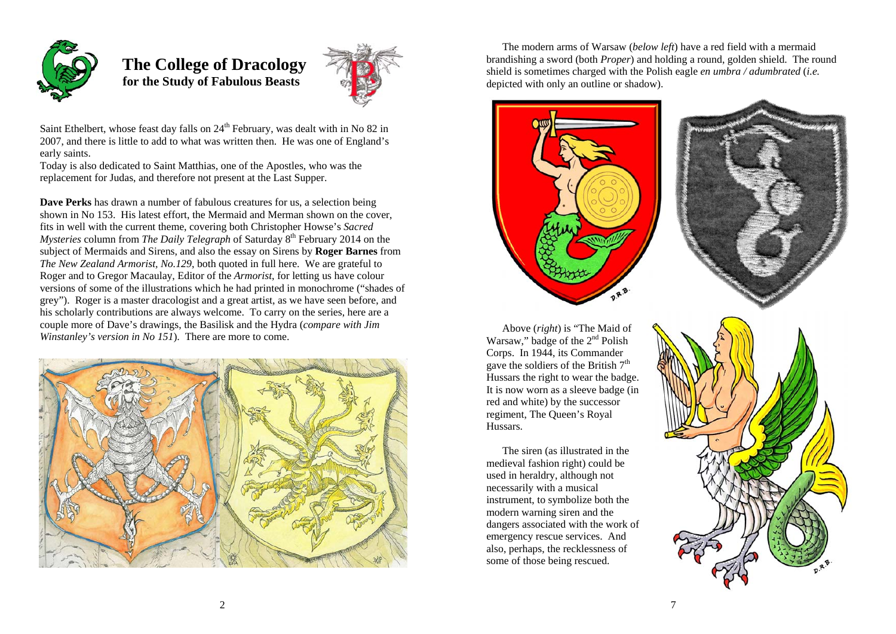# The College of Dracology
**for the Study of Fabulous Beasts**

Saint Ethelbert, whose feast day falls on 24th February, was dealt with in No 82 in 2007, and there is little to add to what was written then. He was one of England's early saints.
Today is also dedicated to Saint Matthias, one of the Apostles, who was the replacement for Judas, and therefore not present at the Last Supper.

**Dave Perks** has drawn a number of fabulous creatures for us, a selection being shown in No 153. His latest effort, the Mermaid and Merman shown on the cover, fits in well with the current theme, covering both Christopher Howse's *Sacred Mysteries* column from *The Daily Telegraph* of Saturday 8th February 2014 on the subject of Mermaids and Sirens, and also the essay on Sirens by **Roger Barnes** from *The New Zealand Armorist, No.129*, both quoted in full here. We are grateful to Roger and to Gregor Macaulay, Editor of the *Armorist*, for letting us have colour versions of some of the illustrations which he had printed in monochrome ("shades of grey"). Roger is a master dracologist and a great artist, as we have seen before, and his scholarly contributions are always welcome. To carry on the series, here are a couple more of Dave's drawings, the Basilisk and the Hydra (*compare with Jim Winstanley's version in No 151*). There are more to come.

The modern arms of Warsaw (*below left*) have a red field with a mermaid brandishing a sword (both *Proper*) and holding a round, golden shield. The round shield is sometimes charged with the Polish eagle *en umbra / adumbrated* (*i.e.* depicted with only an outline or shadow).

Above (*right*) is "The Maid of Warsaw," badge of the 2nd Polish Corps. In 1944, its Commander gave the soldiers of the British 7th Hussars the right to wear the badge. It is now worn as a sleeve badge (in red and white) by the successor regiment, The Queen's Royal Hussars.

The siren (as illustrated in the medieval fashion right) could be used in heraldry, although not necessarily with a musical instrument, to symbolize both the modern warning siren and the dangers associated with the work of emergency rescue services. And also, perhaps, the recklessness of some of those being rescued.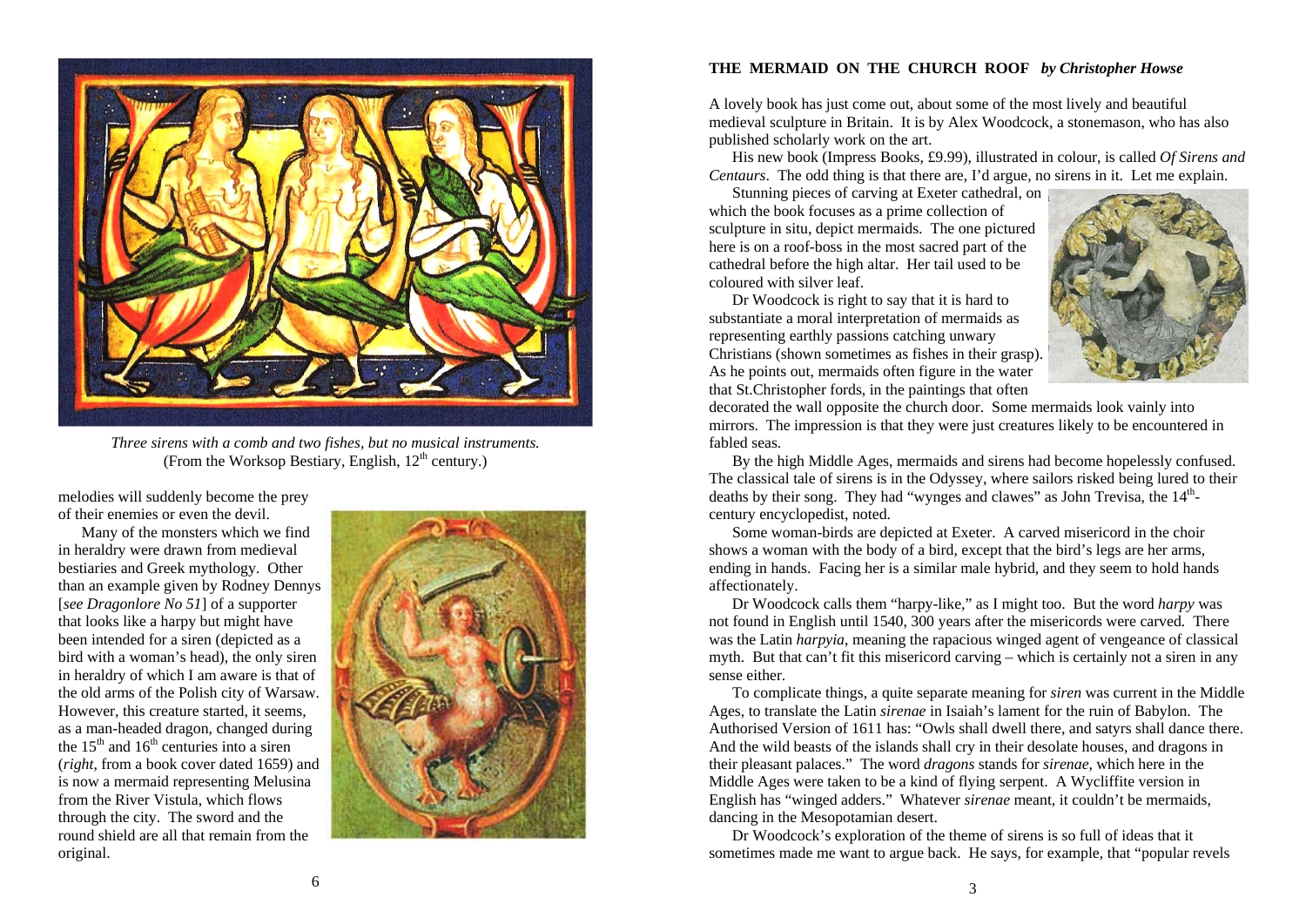melodies will suddenly become the prey of their enemies or even the devil.

Many of the monsters which we find in heraldry were drawn from medieval bestiaries and Greek mythology. Other than an example given by Rodney Dennys [*see Dragonlore No 51*] of a supporter that looks like a harpy but might have been intended for a siren (depicted as a bird with a woman's head), the only siren in heraldry of which I am aware is that of the old arms of the Polish city of Warsaw. However, this creature started, it seems, as a man-headed dragon, changed during the 15th and 16th centuries into a siren (*right*, from a book cover dated 1659) and is now a mermaid representing Melusina from the River Vistula, which flows through the city. The sword and the round shield are all that remain from the original.

*Three sirens with a comb and two fishes, but no musical instruments.*
(From the Worksop Bestiary, English, 12th century.)

## THE MERMAID ON THE CHURCH ROOF *by Christopher Howse*

A lovely book has just come out, about some of the most lively and beautiful medieval sculpture in Britain. It is by Alex Woodcock, a stonemason, who has also published scholarly work on the art.

His new book (Impress Books, £9.99), illustrated in colour, is called *Of Sirens and Centaurs*. The odd thing is that there are, I'd argue, no sirens in it. Let me explain.

Stunning pieces of carving at Exeter cathedral, on which the book focuses as a prime collection of sculpture in situ, depict mermaids. The one pictured here is on a roof-boss in the most sacred part of the cathedral before the high altar. Her tail used to be coloured with silver leaf.

Dr Woodcock is right to say that it is hard to substantiate a moral interpretation of mermaids as representing earthly passions catching unwary Christians (shown sometimes as fishes in their grasp). As he points out, mermaids often figure in the water that St.Christopher fords, in the paintings that often decorated the wall opposite the church door. Some mermaids look vainly into mirrors. The impression is that they were just creatures likely to be encountered in fabled seas.

By the high Middle Ages, mermaids and sirens had become hopelessly confused. The classical tale of sirens is in the Odyssey, where sailors risked being lured to their deaths by their song. They had "wynges and clawes" as John Trevisa, the 14th-century encyclopedist, noted.

Some woman-birds are depicted at Exeter. A carved misericord in the choir shows a woman with the body of a bird, except that the bird's legs are her arms, ending in hands. Facing her is a similar male hybrid, and they seem to hold hands affectionately.

Dr Woodcock calls them "harpy-like," as I might too. But the word *harpy* was not found in English until 1540, 300 years after the misericords were carved. There was the Latin *harpyia*, meaning the rapacious winged agent of vengeance of classical myth. But that can't fit this misericord carving – which is certainly not a siren in any sense either.

To complicate things, a quite separate meaning for *siren* was current in the Middle Ages, to translate the Latin *sirenae* in Isaiah's lament for the ruin of Babylon. The Authorised Version of 1611 has: "Owls shall dwell there, and satyrs shall dance there. And the wild beasts of the islands shall cry in their desolate houses, and dragons in their pleasant palaces." The word *dragons* stands for *sirenae*, which here in the Middle Ages were taken to be a kind of flying serpent. A Wycliffite version in English has "winged adders." Whatever *sirenae* meant, it couldn't be mermaids, dancing in the Mesopotamian desert.

Dr Woodcock's exploration of the theme of sirens is so full of ideas that it sometimes made me want to argue back. He says, for example, that "popular revels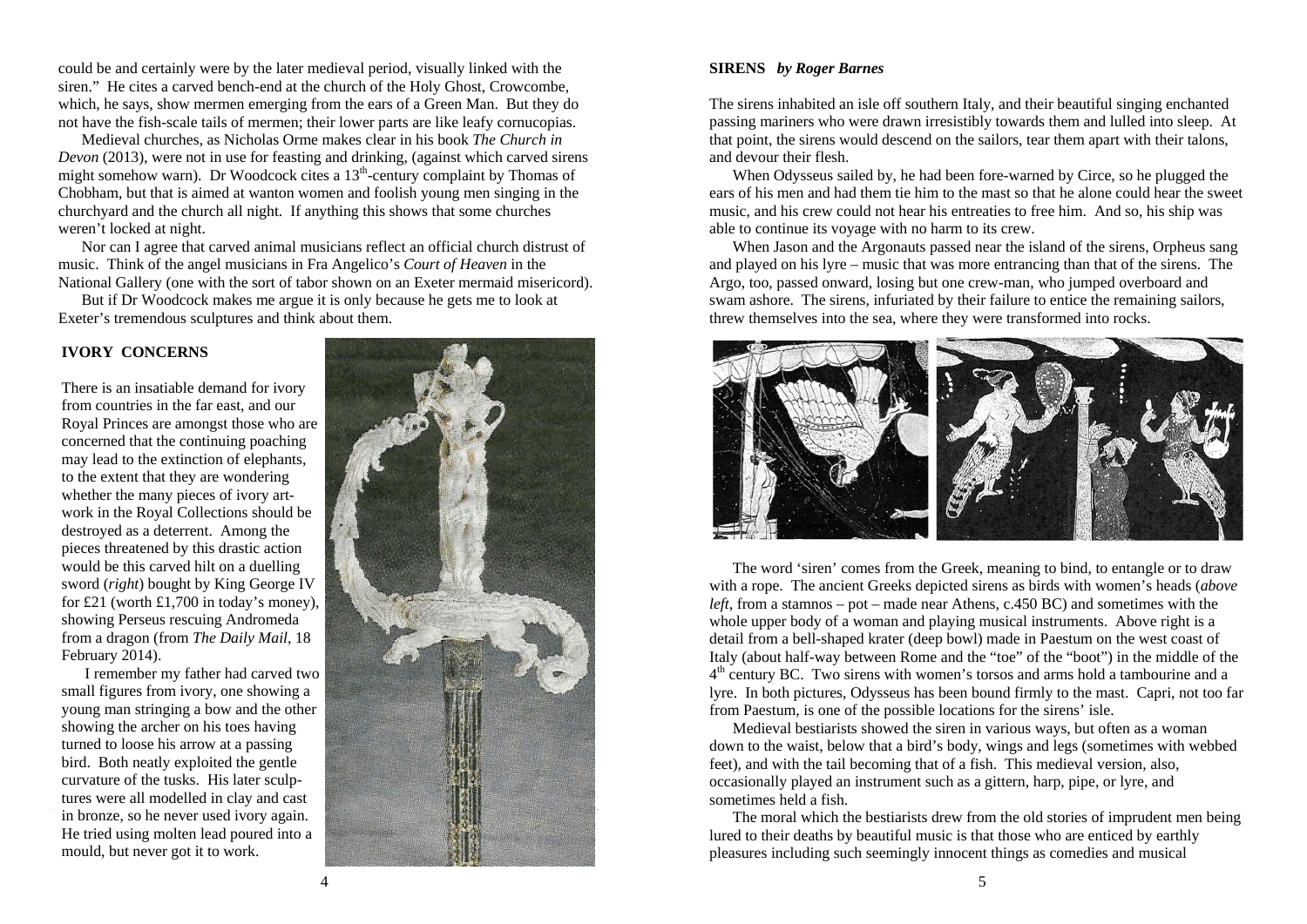could be and certainly were by the later medieval period, visually linked with the siren." He cites a carved bench-end at the church of the Holy Ghost, Crowcombe, which, he says, show mermen emerging from the ears of a Green Man. But they do not have the fish-scale tails of mermen; their lower parts are like leafy cornucopias.

Medieval churches, as Nicholas Orme makes clear in his book *The Church in Devon* (2013), were not in use for feasting and drinking, (against which carved sirens might somehow warn). Dr Woodcock cites a 13th-century complaint by Thomas of Chobham, but that is aimed at wanton women and foolish young men singing in the churchyard and the church all night. If anything this shows that some churches weren't locked at night.

Nor can I agree that carved animal musicians reflect an official church distrust of music. Think of the angel musicians in Fra Angelico's *Court of Heaven* in the National Gallery (one with the sort of tabor shown on an Exeter mermaid misericord).

But if Dr Woodcock makes me argue it is only because he gets me to look at Exeter's tremendous sculptures and think about them.

## IVORY CONCERNS

There is an insatiable demand for ivory from countries in the far east, and our Royal Princes are amongst those who are concerned that the continuing poaching may lead to the extinction of elephants, to the extent that they are wondering whether the many pieces of ivory art-work in the Royal Collections should be destroyed as a deterrent. Among the pieces threatened by this drastic action would be this carved hilt on a duelling sword (*right*) bought by King George IV for £21 (worth £1,700 in today's money), showing Perseus rescuing Andromeda from a dragon (from *The Daily Mail*, 18 February 2014).

I remember my father had carved two small figures from ivory, one showing a young man stringing a bow and the other showing the archer on his toes having turned to loose his arrow at a passing bird. Both neatly exploited the gentle curvature of the tusks. His later sculptures were all modelled in clay and cast in bronze, so he never used ivory again. He tried using molten lead poured into a mould, but never got it to work.

## SIRENS *by Roger Barnes*

The sirens inhabited an isle off southern Italy, and their beautiful singing enchanted passing mariners who were drawn irresistibly towards them and lulled into sleep. At that point, the sirens would descend on the sailors, tear them apart with their talons, and devour their flesh.

When Odysseus sailed by, he had been fore-warned by Circe, so he plugged the ears of his men and had them tie him to the mast so that he alone could hear the sweet music, and his crew could not hear his entreaties to free him. And so, his ship was able to continue its voyage with no harm to its crew.

When Jason and the Argonauts passed near the island of the sirens, Orpheus sang and played on his lyre – music that was more entrancing than that of the sirens. The Argo, too, passed onward, losing but one crew-man, who jumped overboard and swam ashore. The sirens, infuriated by their failure to entice the remaining sailors, threw themselves into the sea, where they were transformed into rocks.

The word 'siren' comes from the Greek, meaning to bind, to entangle or to draw with a rope. The ancient Greeks depicted sirens as birds with women's heads (*above left*, from a stamnos – pot – made near Athens, c.450 BC) and sometimes with the whole upper body of a woman and playing musical instruments. Above right is a detail from a bell-shaped krater (deep bowl) made in Paestum on the west coast of Italy (about half-way between Rome and the "toe" of the "boot") in the middle of the 4th century BC. Two sirens with women's torsos and arms hold a tambourine and a lyre. In both pictures, Odysseus has been bound firmly to the mast. Capri, not too far from Paestum, is one of the possible locations for the sirens' isle.

Medieval bestiarists showed the siren in various ways, but often as a woman down to the waist, below that a bird's body, wings and legs (sometimes with webbed feet), and with the tail becoming that of a fish. This medieval version, also, occasionally played an instrument such as a gittern, harp, pipe, or lyre, and sometimes held a fish.

The moral which the bestiarists drew from the old stories of imprudent men being lured to their deaths by beautiful music is that those who are enticed by earthly pleasures including such seemingly innocent things as comedies and musical